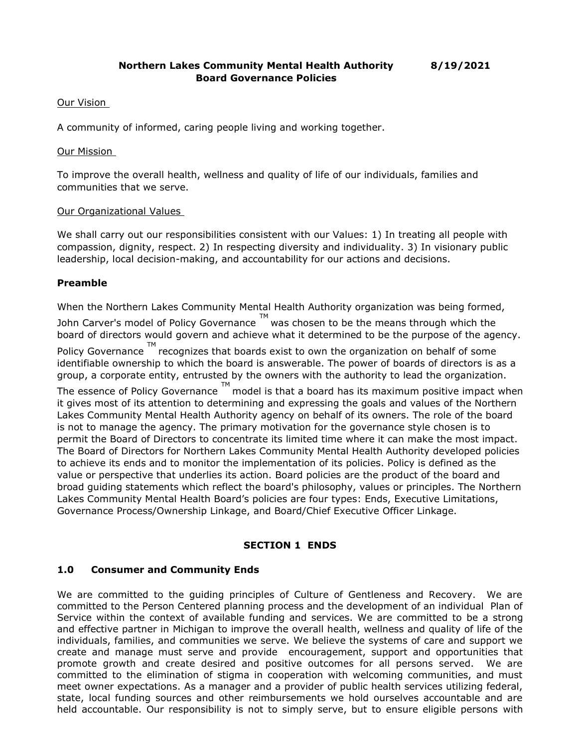**Northern Lakes Community Mental Health Authority 8/19/2021**
**Board Governance Policies**

Our Vision

A community of informed, caring people living and working together.

Our Mission

To improve the overall health, wellness and quality of life of our individuals, families and communities that we serve.

Our Organizational Values

We shall carry out our responsibilities consistent with our Values: 1) In treating all people with compassion, dignity, respect. 2) In respecting diversity and individuality. 3) In visionary public leadership, local decision-making, and accountability for our actions and decisions.

## Preamble

When the Northern Lakes Community Mental Health Authority organization was being formed, John Carver's model of Policy Governance ™ was chosen to be the means through which the board of directors would govern and achieve what it determined to be the purpose of the agency. Policy Governance ™ recognizes that boards exist to own the organization on behalf of some identifiable ownership to which the board is answerable. The power of boards of directors is as a group, a corporate entity, entrusted by the owners with the authority to lead the organization. The essence of Policy Governance ™ model is that a board has its maximum positive impact when it gives most of its attention to determining and expressing the goals and values of the Northern Lakes Community Mental Health Authority agency on behalf of its owners. The role of the board is not to manage the agency. The primary motivation for the governance style chosen is to permit the Board of Directors to concentrate its limited time where it can make the most impact. The Board of Directors for Northern Lakes Community Mental Health Authority developed policies to achieve its ends and to monitor the implementation of its policies. Policy is defined as the value or perspective that underlies its action. Board policies are the product of the board and broad guiding statements which reflect the board's philosophy, values or principles. The Northern Lakes Community Mental Health Board's policies are four types: Ends, Executive Limitations, Governance Process/Ownership Linkage, and Board/Chief Executive Officer Linkage.

## SECTION 1 ENDS

### 1.0 Consumer and Community Ends

We are committed to the guiding principles of Culture of Gentleness and Recovery. We are committed to the Person Centered planning process and the development of an individual Plan of Service within the context of available funding and services. We are committed to be a strong and effective partner in Michigan to improve the overall health, wellness and quality of life of the individuals, families, and communities we serve. We believe the systems of care and support we create and manage must serve and provide encouragement, support and opportunities that promote growth and create desired and positive outcomes for all persons served. We are committed to the elimination of stigma in cooperation with welcoming communities, and must meet owner expectations. As a manager and a provider of public health services utilizing federal, state, local funding sources and other reimbursements we hold ourselves accountable and are held accountable. Our responsibility is not to simply serve, but to ensure eligible persons with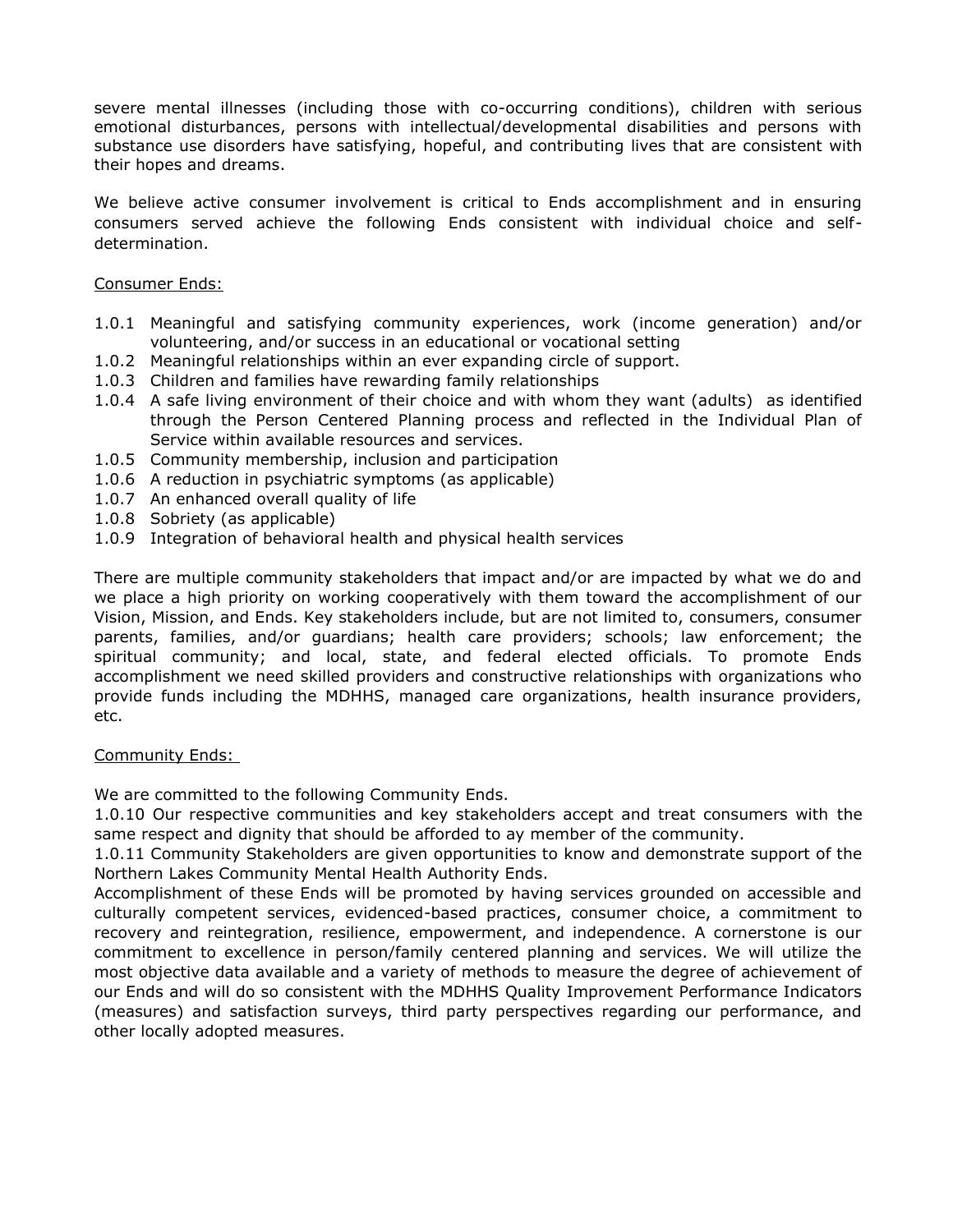severe mental illnesses (including those with co-occurring conditions), children with serious emotional disturbances, persons with intellectual/developmental disabilities and persons with substance use disorders have satisfying, hopeful, and contributing lives that are consistent with their hopes and dreams.

We believe active consumer involvement is critical to Ends accomplishment and in ensuring consumers served achieve the following Ends consistent with individual choice and self-determination.

Consumer Ends:

1.0.1 Meaningful and satisfying community experiences, work (income generation) and/or volunteering, and/or success in an educational or vocational setting
1.0.2 Meaningful relationships within an ever expanding circle of support.
1.0.3 Children and families have rewarding family relationships
1.0.4 A safe living environment of their choice and with whom they want (adults) as identified through the Person Centered Planning process and reflected in the Individual Plan of Service within available resources and services.
1.0.5 Community membership, inclusion and participation
1.0.6 A reduction in psychiatric symptoms (as applicable)
1.0.7 An enhanced overall quality of life
1.0.8 Sobriety (as applicable)
1.0.9 Integration of behavioral health and physical health services

There are multiple community stakeholders that impact and/or are impacted by what we do and we place a high priority on working cooperatively with them toward the accomplishment of our Vision, Mission, and Ends. Key stakeholders include, but are not limited to, consumers, consumer parents, families, and/or guardians; health care providers; schools; law enforcement; the spiritual community; and local, state, and federal elected officials. To promote Ends accomplishment we need skilled providers and constructive relationships with organizations who provide funds including the MDHHS, managed care organizations, health insurance providers, etc.

Community Ends:

We are committed to the following Community Ends.
1.0.10 Our respective communities and key stakeholders accept and treat consumers with the same respect and dignity that should be afforded to ay member of the community.
1.0.11 Community Stakeholders are given opportunities to know and demonstrate support of the Northern Lakes Community Mental Health Authority Ends.
Accomplishment of these Ends will be promoted by having services grounded on accessible and culturally competent services, evidenced-based practices, consumer choice, a commitment to recovery and reintegration, resilience, empowerment, and independence. A cornerstone is our commitment to excellence in person/family centered planning and services. We will utilize the most objective data available and a variety of methods to measure the degree of achievement of our Ends and will do so consistent with the MDHHS Quality Improvement Performance Indicators (measures) and satisfaction surveys, third party perspectives regarding our performance, and other locally adopted measures.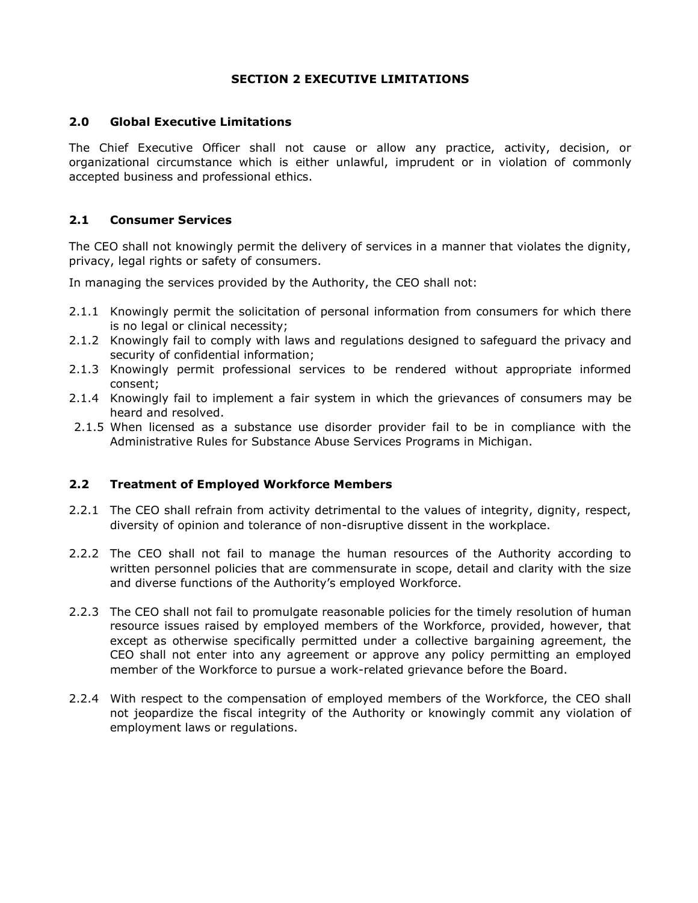# SECTION 2 EXECUTIVE LIMITATIONS

## 2.0 Global Executive Limitations

The Chief Executive Officer shall not cause or allow any practice, activity, decision, or organizational circumstance which is either unlawful, imprudent or in violation of commonly accepted business and professional ethics.

## 2.1 Consumer Services

The CEO shall not knowingly permit the delivery of services in a manner that violates the dignity, privacy, legal rights or safety of consumers.

In managing the services provided by the Authority, the CEO shall not:

- 2.1.1 Knowingly permit the solicitation of personal information from consumers for which there is no legal or clinical necessity;
- 2.1.2 Knowingly fail to comply with laws and regulations designed to safeguard the privacy and security of confidential information;
- 2.1.3 Knowingly permit professional services to be rendered without appropriate informed consent;
- 2.1.4 Knowingly fail to implement a fair system in which the grievances of consumers may be heard and resolved.
- 2.1.5 When licensed as a substance use disorder provider fail to be in compliance with the Administrative Rules for Substance Abuse Services Programs in Michigan.

## 2.2 Treatment of Employed Workforce Members

2.2.1 The CEO shall refrain from activity detrimental to the values of integrity, dignity, respect, diversity of opinion and tolerance of non-disruptive dissent in the workplace.

2.2.2 The CEO shall not fail to manage the human resources of the Authority according to written personnel policies that are commensurate in scope, detail and clarity with the size and diverse functions of the Authority's employed Workforce.

2.2.3 The CEO shall not fail to promulgate reasonable policies for the timely resolution of human resource issues raised by employed members of the Workforce, provided, however, that except as otherwise specifically permitted under a collective bargaining agreement, the CEO shall not enter into any agreement or approve any policy permitting an employed member of the Workforce to pursue a work-related grievance before the Board.

2.2.4 With respect to the compensation of employed members of the Workforce, the CEO shall not jeopardize the fiscal integrity of the Authority or knowingly commit any violation of employment laws or regulations.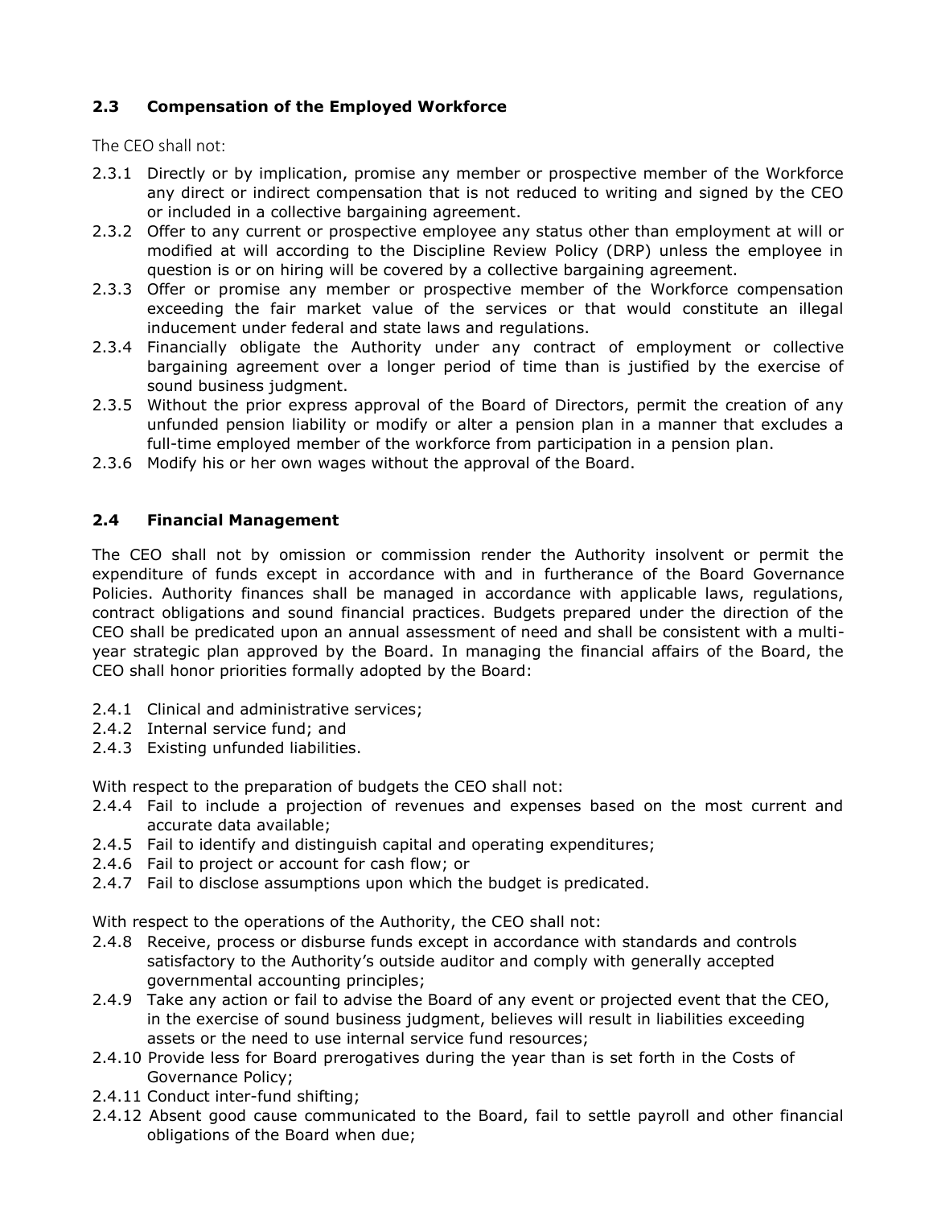### 2.3 Compensation of the Employed Workforce

The CEO shall not:

2.3.1 Directly or by implication, promise any member or prospective member of the Workforce any direct or indirect compensation that is not reduced to writing and signed by the CEO or included in a collective bargaining agreement.

2.3.2 Offer to any current or prospective employee any status other than employment at will or modified at will according to the Discipline Review Policy (DRP) unless the employee in question is or on hiring will be covered by a collective bargaining agreement.

2.3.3 Offer or promise any member or prospective member of the Workforce compensation exceeding the fair market value of the services or that would constitute an illegal inducement under federal and state laws and regulations.

2.3.4 Financially obligate the Authority under any contract of employment or collective bargaining agreement over a longer period of time than is justified by the exercise of sound business judgment.

2.3.5 Without the prior express approval of the Board of Directors, permit the creation of any unfunded pension liability or modify or alter a pension plan in a manner that excludes a full-time employed member of the workforce from participation in a pension plan.

2.3.6 Modify his or her own wages without the approval of the Board.

### 2.4 Financial Management

The CEO shall not by omission or commission render the Authority insolvent or permit the expenditure of funds except in accordance with and in furtherance of the Board Governance Policies. Authority finances shall be managed in accordance with applicable laws, regulations, contract obligations and sound financial practices. Budgets prepared under the direction of the CEO shall be predicated upon an annual assessment of need and shall be consistent with a multi-year strategic plan approved by the Board. In managing the financial affairs of the Board, the CEO shall honor priorities formally adopted by the Board:

2.4.1 Clinical and administrative services;

2.4.2 Internal service fund; and

2.4.3 Existing unfunded liabilities.

With respect to the preparation of budgets the CEO shall not:

2.4.4 Fail to include a projection of revenues and expenses based on the most current and accurate data available;

2.4.5 Fail to identify and distinguish capital and operating expenditures;

2.4.6 Fail to project or account for cash flow; or

2.4.7 Fail to disclose assumptions upon which the budget is predicated.

With respect to the operations of the Authority, the CEO shall not:

2.4.8 Receive, process or disburse funds except in accordance with standards and controls satisfactory to the Authority's outside auditor and comply with generally accepted governmental accounting principles;

2.4.9 Take any action or fail to advise the Board of any event or projected event that the CEO, in the exercise of sound business judgment, believes will result in liabilities exceeding assets or the need to use internal service fund resources;

2.4.10 Provide less for Board prerogatives during the year than is set forth in the Costs of Governance Policy;

2.4.11 Conduct inter-fund shifting;

2.4.12 Absent good cause communicated to the Board, fail to settle payroll and other financial obligations of the Board when due;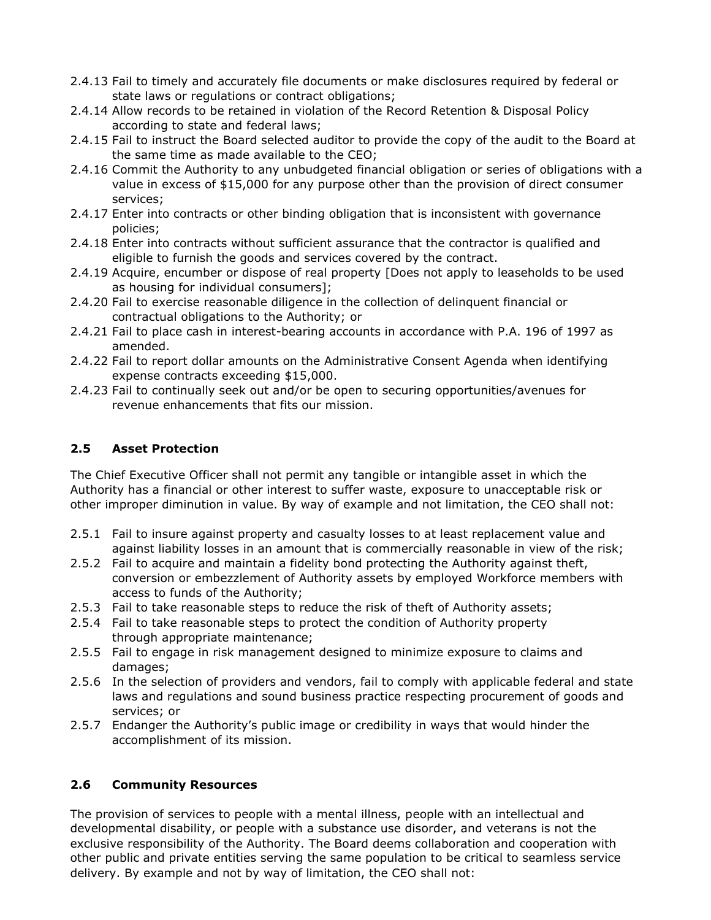2.4.13 Fail to timely and accurately file documents or make disclosures required by federal or state laws or regulations or contract obligations;

2.4.14 Allow records to be retained in violation of the Record Retention & Disposal Policy according to state and federal laws;

2.4.15 Fail to instruct the Board selected auditor to provide the copy of the audit to the Board at the same time as made available to the CEO;

2.4.16 Commit the Authority to any unbudgeted financial obligation or series of obligations with a value in excess of $15,000 for any purpose other than the provision of direct consumer services;

2.4.17 Enter into contracts or other binding obligation that is inconsistent with governance policies;

2.4.18 Enter into contracts without sufficient assurance that the contractor is qualified and eligible to furnish the goods and services covered by the contract.

2.4.19 Acquire, encumber or dispose of real property [Does not apply to leaseholds to be used as housing for individual consumers];

2.4.20 Fail to exercise reasonable diligence in the collection of delinquent financial or contractual obligations to the Authority; or

2.4.21 Fail to place cash in interest-bearing accounts in accordance with P.A. 196 of 1997 as amended.

2.4.22 Fail to report dollar amounts on the Administrative Consent Agenda when identifying expense contracts exceeding $15,000.

2.4.23 Fail to continually seek out and/or be open to securing opportunities/avenues for revenue enhancements that fits our mission.

### 2.5 Asset Protection

The Chief Executive Officer shall not permit any tangible or intangible asset in which the Authority has a financial or other interest to suffer waste, exposure to unacceptable risk or other improper diminution in value. By way of example and not limitation, the CEO shall not:

2.5.1 Fail to insure against property and casualty losses to at least replacement value and against liability losses in an amount that is commercially reasonable in view of the risk;

2.5.2 Fail to acquire and maintain a fidelity bond protecting the Authority against theft, conversion or embezzlement of Authority assets by employed Workforce members with access to funds of the Authority;

2.5.3 Fail to take reasonable steps to reduce the risk of theft of Authority assets;

2.5.4 Fail to take reasonable steps to protect the condition of Authority property through appropriate maintenance;

2.5.5 Fail to engage in risk management designed to minimize exposure to claims and damages;

2.5.6 In the selection of providers and vendors, fail to comply with applicable federal and state laws and regulations and sound business practice respecting procurement of goods and services; or

2.5.7 Endanger the Authority's public image or credibility in ways that would hinder the accomplishment of its mission.

### 2.6 Community Resources

The provision of services to people with a mental illness, people with an intellectual and developmental disability, or people with a substance use disorder, and veterans is not the exclusive responsibility of the Authority. The Board deems collaboration and cooperation with other public and private entities serving the same population to be critical to seamless service delivery. By example and not by way of limitation, the CEO shall not: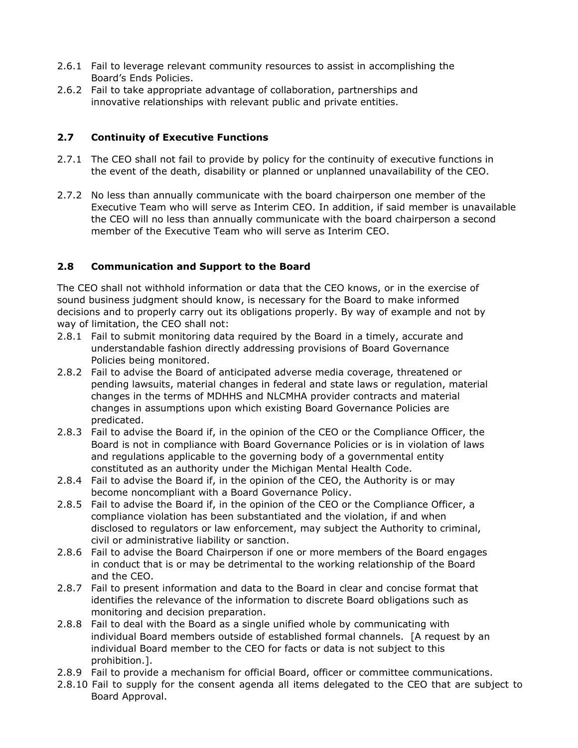2.6.1 Fail to leverage relevant community resources to assist in accomplishing the Board's Ends Policies.

2.6.2 Fail to take appropriate advantage of collaboration, partnerships and innovative relationships with relevant public and private entities.

### 2.7 Continuity of Executive Functions

2.7.1 The CEO shall not fail to provide by policy for the continuity of executive functions in the event of the death, disability or planned or unplanned unavailability of the CEO.

2.7.2 No less than annually communicate with the board chairperson one member of the Executive Team who will serve as Interim CEO. In addition, if said member is unavailable the CEO will no less than annually communicate with the board chairperson a second member of the Executive Team who will serve as Interim CEO.

### 2.8 Communication and Support to the Board

The CEO shall not withhold information or data that the CEO knows, or in the exercise of sound business judgment should know, is necessary for the Board to make informed decisions and to properly carry out its obligations properly. By way of example and not by way of limitation, the CEO shall not:

2.8.1 Fail to submit monitoring data required by the Board in a timely, accurate and understandable fashion directly addressing provisions of Board Governance Policies being monitored.

2.8.2 Fail to advise the Board of anticipated adverse media coverage, threatened or pending lawsuits, material changes in federal and state laws or regulation, material changes in the terms of MDHHS and NLCMHA provider contracts and material changes in assumptions upon which existing Board Governance Policies are predicated.

2.8.3 Fail to advise the Board if, in the opinion of the CEO or the Compliance Officer, the Board is not in compliance with Board Governance Policies or is in violation of laws and regulations applicable to the governing body of a governmental entity constituted as an authority under the Michigan Mental Health Code.

2.8.4 Fail to advise the Board if, in the opinion of the CEO, the Authority is or may become noncompliant with a Board Governance Policy.

2.8.5 Fail to advise the Board if, in the opinion of the CEO or the Compliance Officer, a compliance violation has been substantiated and the violation, if and when disclosed to regulators or law enforcement, may subject the Authority to criminal, civil or administrative liability or sanction.

2.8.6 Fail to advise the Board Chairperson if one or more members of the Board engages in conduct that is or may be detrimental to the working relationship of the Board and the CEO.

2.8.7 Fail to present information and data to the Board in clear and concise format that identifies the relevance of the information to discrete Board obligations such as monitoring and decision preparation.

2.8.8 Fail to deal with the Board as a single unified whole by communicating with individual Board members outside of established formal channels. [A request by an individual Board member to the CEO for facts or data is not subject to this prohibition.].

2.8.9 Fail to provide a mechanism for official Board, officer or committee communications.

2.8.10 Fail to supply for the consent agenda all items delegated to the CEO that are subject to Board Approval.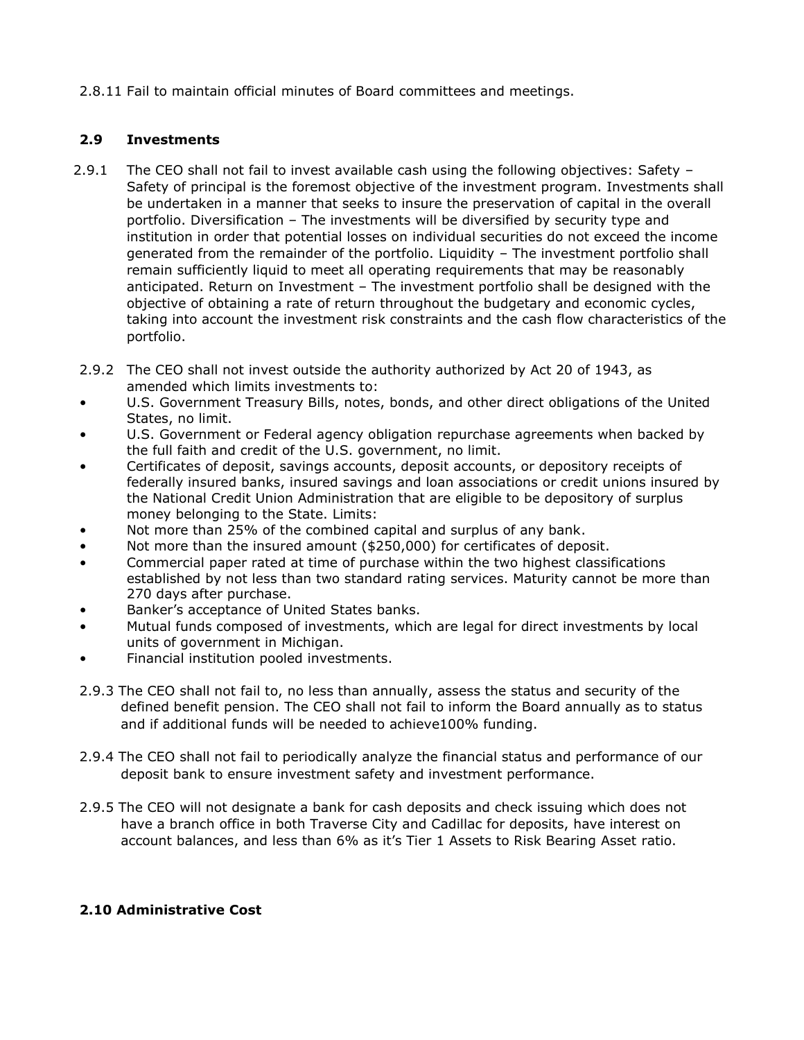2.8.11 Fail to maintain official minutes of Board committees and meetings.

## 2.9 Investments

2.9.1 The CEO shall not fail to invest available cash using the following objectives: Safety – Safety of principal is the foremost objective of the investment program. Investments shall be undertaken in a manner that seeks to insure the preservation of capital in the overall portfolio. Diversification – The investments will be diversified by security type and institution in order that potential losses on individual securities do not exceed the income generated from the remainder of the portfolio. Liquidity – The investment portfolio shall remain sufficiently liquid to meet all operating requirements that may be reasonably anticipated. Return on Investment – The investment portfolio shall be designed with the objective of obtaining a rate of return throughout the budgetary and economic cycles, taking into account the investment risk constraints and the cash flow characteristics of the portfolio.

2.9.2 The CEO shall not invest outside the authority authorized by Act 20 of 1943, as amended which limits investments to:

- U.S. Government Treasury Bills, notes, bonds, and other direct obligations of the United States, no limit.
- U.S. Government or Federal agency obligation repurchase agreements when backed by the full faith and credit of the U.S. government, no limit.
- Certificates of deposit, savings accounts, deposit accounts, or depository receipts of federally insured banks, insured savings and loan associations or credit unions insured by the National Credit Union Administration that are eligible to be depository of surplus money belonging to the State. Limits:
- Not more than 25% of the combined capital and surplus of any bank.
- Not more than the insured amount ($250,000) for certificates of deposit.
- Commercial paper rated at time of purchase within the two highest classifications established by not less than two standard rating services. Maturity cannot be more than 270 days after purchase.
- Banker's acceptance of United States banks.
- Mutual funds composed of investments, which are legal for direct investments by local units of government in Michigan.
- Financial institution pooled investments.

2.9.3 The CEO shall not fail to, no less than annually, assess the status and security of the defined benefit pension. The CEO shall not fail to inform the Board annually as to status and if additional funds will be needed to achieve100% funding.

2.9.4 The CEO shall not fail to periodically analyze the financial status and performance of our deposit bank to ensure investment safety and investment performance.

2.9.5 The CEO will not designate a bank for cash deposits and check issuing which does not have a branch office in both Traverse City and Cadillac for deposits, have interest on account balances, and less than 6% as it's Tier 1 Assets to Risk Bearing Asset ratio.

## 2.10 Administrative Cost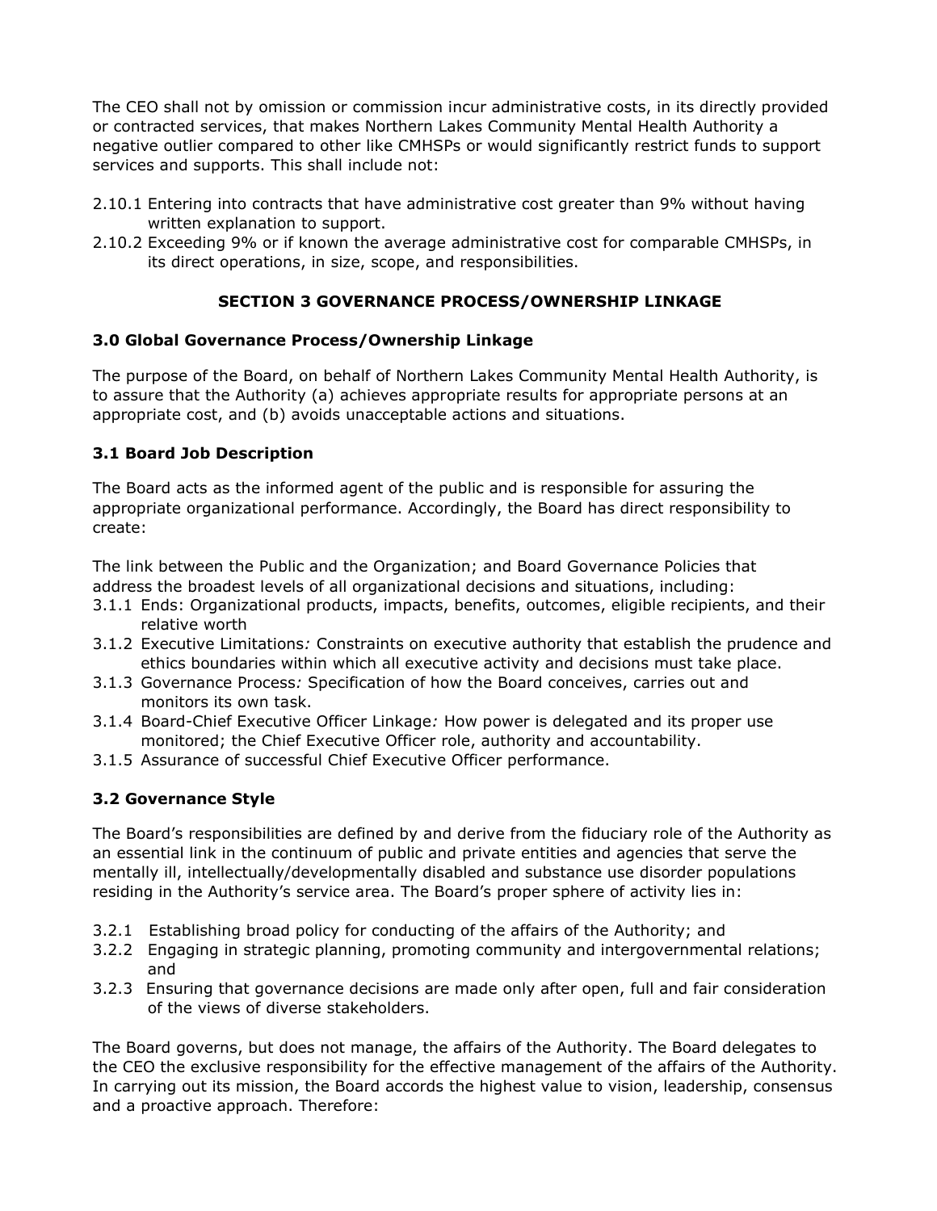The CEO shall not by omission or commission incur administrative costs, in its directly provided or contracted services, that makes Northern Lakes Community Mental Health Authority a negative outlier compared to other like CMHSPs or would significantly restrict funds to support services and supports. This shall include not:

2.10.1 Entering into contracts that have administrative cost greater than 9% without having written explanation to support.

2.10.2 Exceeding 9% or if known the average administrative cost for comparable CMHSPs, in its direct operations, in size, scope, and responsibilities.

## SECTION 3 GOVERNANCE PROCESS/OWNERSHIP LINKAGE

### 3.0 Global Governance Process/Ownership Linkage

The purpose of the Board, on behalf of Northern Lakes Community Mental Health Authority, is to assure that the Authority (a) achieves appropriate results for appropriate persons at an appropriate cost, and (b) avoids unacceptable actions and situations.

### 3.1 Board Job Description

The Board acts as the informed agent of the public and is responsible for assuring the appropriate organizational performance. Accordingly, the Board has direct responsibility to create:

The link between the Public and the Organization; and Board Governance Policies that address the broadest levels of all organizational decisions and situations, including:

3.1.1 Ends: Organizational products, impacts, benefits, outcomes, eligible recipients, and their relative worth

3.1.2 Executive Limitations*:* Constraints on executive authority that establish the prudence and ethics boundaries within which all executive activity and decisions must take place.

3.1.3 Governance Process*:* Specification of how the Board conceives, carries out and monitors its own task.

3.1.4 Board-Chief Executive Officer Linkage*:* How power is delegated and its proper use monitored; the Chief Executive Officer role, authority and accountability.

3.1.5 Assurance of successful Chief Executive Officer performance.

### 3.2 Governance Style

The Board's responsibilities are defined by and derive from the fiduciary role of the Authority as an essential link in the continuum of public and private entities and agencies that serve the mentally ill, intellectually/developmentally disabled and substance use disorder populations residing in the Authority's service area. The Board's proper sphere of activity lies in:

3.2.1 Establishing broad policy for conducting of the affairs of the Authority; and

3.2.2 Engaging in strategic planning, promoting community and intergovernmental relations; and

3.2.3 Ensuring that governance decisions are made only after open, full and fair consideration of the views of diverse stakeholders.

The Board governs, but does not manage, the affairs of the Authority. The Board delegates to the CEO the exclusive responsibility for the effective management of the affairs of the Authority. In carrying out its mission, the Board accords the highest value to vision, leadership, consensus and a proactive approach. Therefore: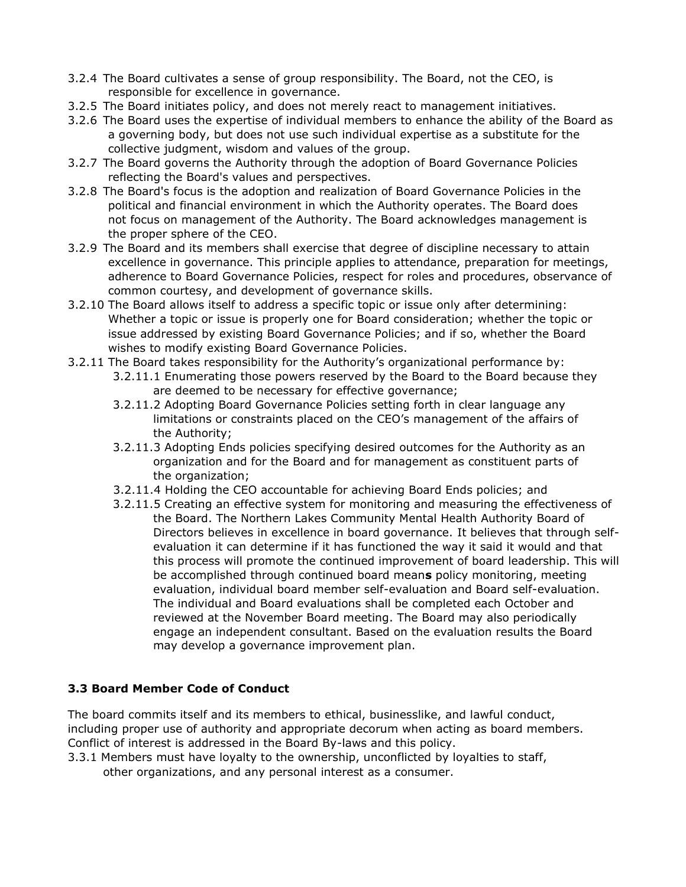3.2.4 The Board cultivates a sense of group responsibility. The Board, not the CEO, is responsible for excellence in governance.

3.2.5 The Board initiates policy, and does not merely react to management initiatives.

3.2.6 The Board uses the expertise of individual members to enhance the ability of the Board as a governing body, but does not use such individual expertise as a substitute for the collective judgment, wisdom and values of the group.

3.2.7 The Board governs the Authority through the adoption of Board Governance Policies reflecting the Board's values and perspectives.

3.2.8 The Board's focus is the adoption and realization of Board Governance Policies in the political and financial environment in which the Authority operates. The Board does not focus on management of the Authority. The Board acknowledges management is the proper sphere of the CEO.

3.2.9 The Board and its members shall exercise that degree of discipline necessary to attain excellence in governance. This principle applies to attendance, preparation for meetings, adherence to Board Governance Policies, respect for roles and procedures, observance of common courtesy, and development of governance skills.

3.2.10 The Board allows itself to address a specific topic or issue only after determining: Whether a topic or issue is properly one for Board consideration; whether the topic or issue addressed by existing Board Governance Policies; and if so, whether the Board wishes to modify existing Board Governance Policies.

3.2.11 The Board takes responsibility for the Authority's organizational performance by:

- 3.2.11.1 Enumerating those powers reserved by the Board to the Board because they are deemed to be necessary for effective governance;
- 3.2.11.2 Adopting Board Governance Policies setting forth in clear language any limitations or constraints placed on the CEO's management of the affairs of the Authority;
- 3.2.11.3 Adopting Ends policies specifying desired outcomes for the Authority as an organization and for the Board and for management as constituent parts of the organization;
- 3.2.11.4 Holding the CEO accountable for achieving Board Ends policies; and
- 3.2.11.5 Creating an effective system for monitoring and measuring the effectiveness of the Board. The Northern Lakes Community Mental Health Authority Board of Directors believes in excellence in board governance. It believes that through self-evaluation it can determine if it has functioned the way it said it would and that this process will promote the continued improvement of board leadership. This will be accomplished through continued board mean**s** policy monitoring, meeting evaluation, individual board member self-evaluation and Board self-evaluation. The individual and Board evaluations shall be completed each October and reviewed at the November Board meeting. The Board may also periodically engage an independent consultant. Based on the evaluation results the Board may develop a governance improvement plan.

### 3.3 Board Member Code of Conduct

The board commits itself and its members to ethical, businesslike, and lawful conduct, including proper use of authority and appropriate decorum when acting as board members. Conflict of interest is addressed in the Board By-laws and this policy.

3.3.1 Members must have loyalty to the ownership, unconflicted by loyalties to staff, other organizations, and any personal interest as a consumer.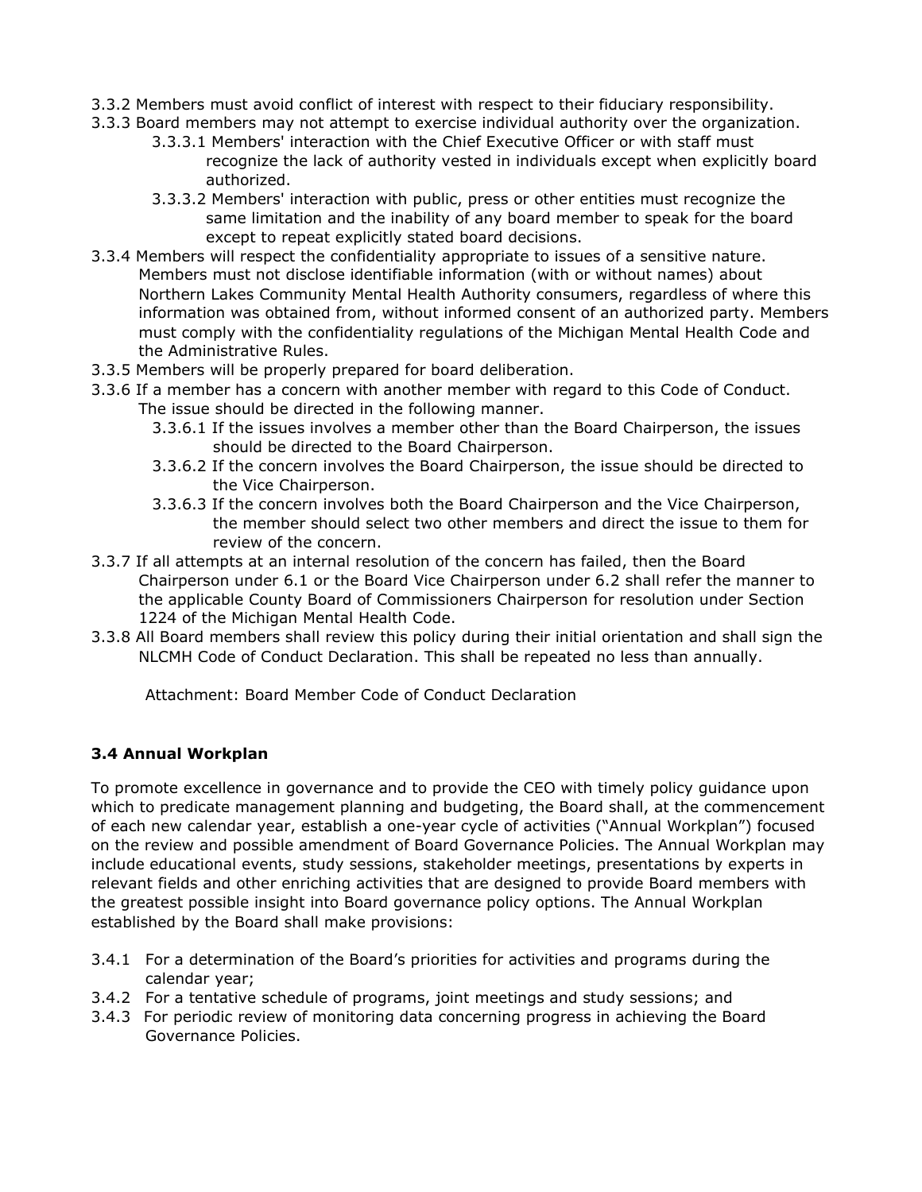3.3.2 Members must avoid conflict of interest with respect to their fiduciary responsibility.

3.3.3 Board members may not attempt to exercise individual authority over the organization.

- 3.3.3.1 Members' interaction with the Chief Executive Officer or with staff must recognize the lack of authority vested in individuals except when explicitly board authorized.
- 3.3.3.2 Members' interaction with public, press or other entities must recognize the same limitation and the inability of any board member to speak for the board except to repeat explicitly stated board decisions.

3.3.4 Members will respect the confidentiality appropriate to issues of a sensitive nature. Members must not disclose identifiable information (with or without names) about Northern Lakes Community Mental Health Authority consumers, regardless of where this information was obtained from, without informed consent of an authorized party. Members must comply with the confidentiality regulations of the Michigan Mental Health Code and the Administrative Rules.

3.3.5 Members will be properly prepared for board deliberation.

3.3.6 If a member has a concern with another member with regard to this Code of Conduct. The issue should be directed in the following manner.

- 3.3.6.1 If the issues involves a member other than the Board Chairperson, the issues should be directed to the Board Chairperson.
- 3.3.6.2 If the concern involves the Board Chairperson, the issue should be directed to the Vice Chairperson.
- 3.3.6.3 If the concern involves both the Board Chairperson and the Vice Chairperson, the member should select two other members and direct the issue to them for review of the concern.

3.3.7 If all attempts at an internal resolution of the concern has failed, then the Board Chairperson under 6.1 or the Board Vice Chairperson under 6.2 shall refer the manner to the applicable County Board of Commissioners Chairperson for resolution under Section 1224 of the Michigan Mental Health Code.

3.3.8 All Board members shall review this policy during their initial orientation and shall sign the NLCMH Code of Conduct Declaration. This shall be repeated no less than annually.

Attachment: Board Member Code of Conduct Declaration

**3.4 Annual Workplan**

To promote excellence in governance and to provide the CEO with timely policy guidance upon which to predicate management planning and budgeting, the Board shall, at the commencement of each new calendar year, establish a one-year cycle of activities ("Annual Workplan") focused on the review and possible amendment of Board Governance Policies. The Annual Workplan may include educational events, study sessions, stakeholder meetings, presentations by experts in relevant fields and other enriching activities that are designed to provide Board members with the greatest possible insight into Board governance policy options. The Annual Workplan established by the Board shall make provisions:

3.4.1 For a determination of the Board's priorities for activities and programs during the calendar year;

3.4.2 For a tentative schedule of programs, joint meetings and study sessions; and

3.4.3 For periodic review of monitoring data concerning progress in achieving the Board Governance Policies.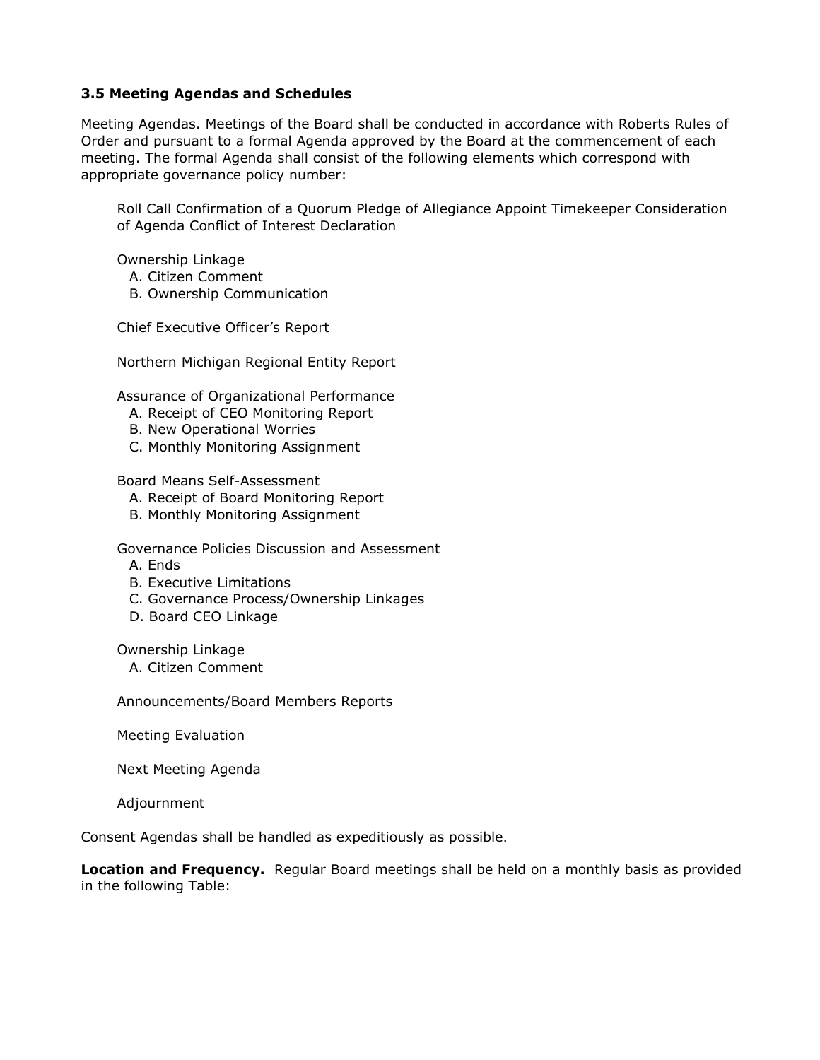### 3.5 Meeting Agendas and Schedules

Meeting Agendas. Meetings of the Board shall be conducted in accordance with Roberts Rules of Order and pursuant to a formal Agenda approved by the Board at the commencement of each meeting. The formal Agenda shall consist of the following elements which correspond with appropriate governance policy number:

Roll Call Confirmation of a Quorum Pledge of Allegiance Appoint Timekeeper Consideration of Agenda Conflict of Interest Declaration

Ownership Linkage
- A. Citizen Comment
- B. Ownership Communication

Chief Executive Officer's Report

Northern Michigan Regional Entity Report

Assurance of Organizational Performance
- A. Receipt of CEO Monitoring Report
- B. New Operational Worries
- C. Monthly Monitoring Assignment

Board Means Self-Assessment
- A. Receipt of Board Monitoring Report
- B. Monthly Monitoring Assignment

Governance Policies Discussion and Assessment
- A. Ends
- B. Executive Limitations
- C. Governance Process/Ownership Linkages
- D. Board CEO Linkage

Ownership Linkage
- A. Citizen Comment

Announcements/Board Members Reports

Meeting Evaluation

Next Meeting Agenda

Adjournment

Consent Agendas shall be handled as expeditiously as possible.

**Location and Frequency.** Regular Board meetings shall be held on a monthly basis as provided in the following Table: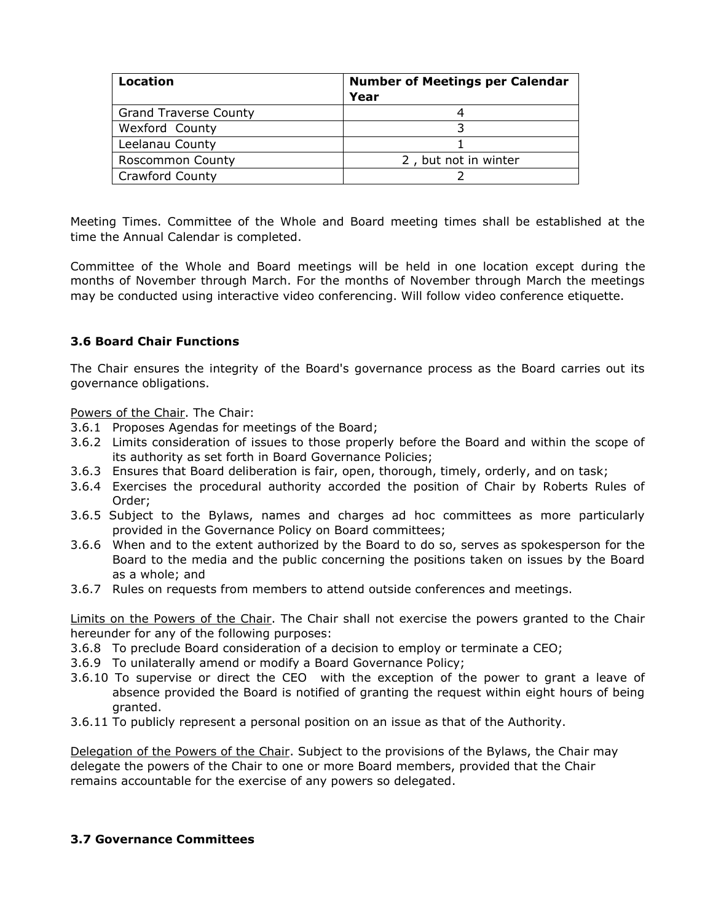| Location | Number of Meetings per Calendar Year |
| --- | --- |
| Grand Traverse County | 4 |
| Wexford County | 3 |
| Leelanau County | 1 |
| Roscommon County | 2 , but not in winter |
| Crawford County | 2 |

Meeting Times. Committee of the Whole and Board meeting times shall be established at the time the Annual Calendar is completed.

Committee of the Whole and Board meetings will be held in one location except during the months of November through March. For the months of November through March the meetings may be conducted using interactive video conferencing. Will follow video conference etiquette.

### 3.6 Board Chair Functions

The Chair ensures the integrity of the Board's governance process as the Board carries out its governance obligations.

Powers of the Chair. The Chair:

3.6.1 Proposes Agendas for meetings of the Board;
3.6.2 Limits consideration of issues to those properly before the Board and within the scope of its authority as set forth in Board Governance Policies;
3.6.3 Ensures that Board deliberation is fair, open, thorough, timely, orderly, and on task;
3.6.4 Exercises the procedural authority accorded the position of Chair by Roberts Rules of Order;
3.6.5 Subject to the Bylaws, names and charges ad hoc committees as more particularly provided in the Governance Policy on Board committees;
3.6.6 When and to the extent authorized by the Board to do so, serves as spokesperson for the Board to the media and the public concerning the positions taken on issues by the Board as a whole; and
3.6.7 Rules on requests from members to attend outside conferences and meetings.

Limits on the Powers of the Chair. The Chair shall not exercise the powers granted to the Chair hereunder for any of the following purposes:

3.6.8 To preclude Board consideration of a decision to employ or terminate a CEO;
3.6.9 To unilaterally amend or modify a Board Governance Policy;
3.6.10 To supervise or direct the CEO with the exception of the power to grant a leave of absence provided the Board is notified of granting the request within eight hours of being granted.
3.6.11 To publicly represent a personal position on an issue as that of the Authority.

Delegation of the Powers of the Chair. Subject to the provisions of the Bylaws, the Chair may delegate the powers of the Chair to one or more Board members, provided that the Chair remains accountable for the exercise of any powers so delegated.

### 3.7 Governance Committees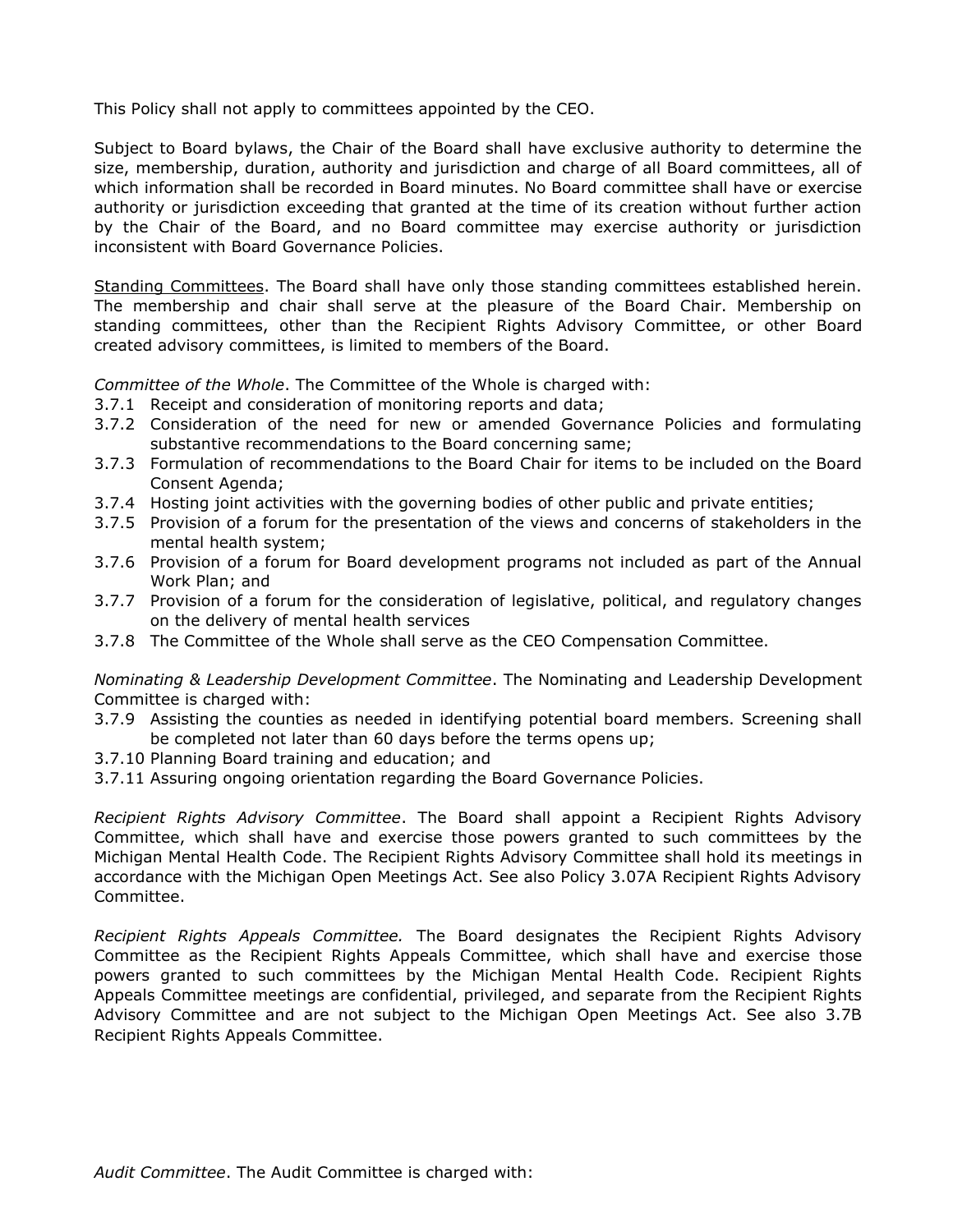This Policy shall not apply to committees appointed by the CEO.

Subject to Board bylaws, the Chair of the Board shall have exclusive authority to determine the size, membership, duration, authority and jurisdiction and charge of all Board committees, all of which information shall be recorded in Board minutes. No Board committee shall have or exercise authority or jurisdiction exceeding that granted at the time of its creation without further action by the Chair of the Board, and no Board committee may exercise authority or jurisdiction inconsistent with Board Governance Policies.

Standing Committees. The Board shall have only those standing committees established herein. The membership and chair shall serve at the pleasure of the Board Chair. Membership on standing committees, other than the Recipient Rights Advisory Committee, or other Board created advisory committees, is limited to members of the Board.

*Committee of the Whole*. The Committee of the Whole is charged with:

3.7.1 Receipt and consideration of monitoring reports and data;
3.7.2 Consideration of the need for new or amended Governance Policies and formulating substantive recommendations to the Board concerning same;
3.7.3 Formulation of recommendations to the Board Chair for items to be included on the Board Consent Agenda;
3.7.4 Hosting joint activities with the governing bodies of other public and private entities;
3.7.5 Provision of a forum for the presentation of the views and concerns of stakeholders in the mental health system;
3.7.6 Provision of a forum for Board development programs not included as part of the Annual Work Plan; and
3.7.7 Provision of a forum for the consideration of legislative, political, and regulatory changes on the delivery of mental health services
3.7.8 The Committee of the Whole shall serve as the CEO Compensation Committee.

*Nominating & Leadership Development Committee*. The Nominating and Leadership Development Committee is charged with:

3.7.9 Assisting the counties as needed in identifying potential board members. Screening shall be completed not later than 60 days before the terms opens up;
3.7.10 Planning Board training and education; and
3.7.11 Assuring ongoing orientation regarding the Board Governance Policies.

*Recipient Rights Advisory Committee*. The Board shall appoint a Recipient Rights Advisory Committee, which shall have and exercise those powers granted to such committees by the Michigan Mental Health Code. The Recipient Rights Advisory Committee shall hold its meetings in accordance with the Michigan Open Meetings Act. See also Policy 3.07A Recipient Rights Advisory Committee.

*Recipient Rights Appeals Committee.* The Board designates the Recipient Rights Advisory Committee as the Recipient Rights Appeals Committee, which shall have and exercise those powers granted to such committees by the Michigan Mental Health Code. Recipient Rights Appeals Committee meetings are confidential, privileged, and separate from the Recipient Rights Advisory Committee and are not subject to the Michigan Open Meetings Act. See also 3.7B Recipient Rights Appeals Committee.

*Audit Committee*. The Audit Committee is charged with: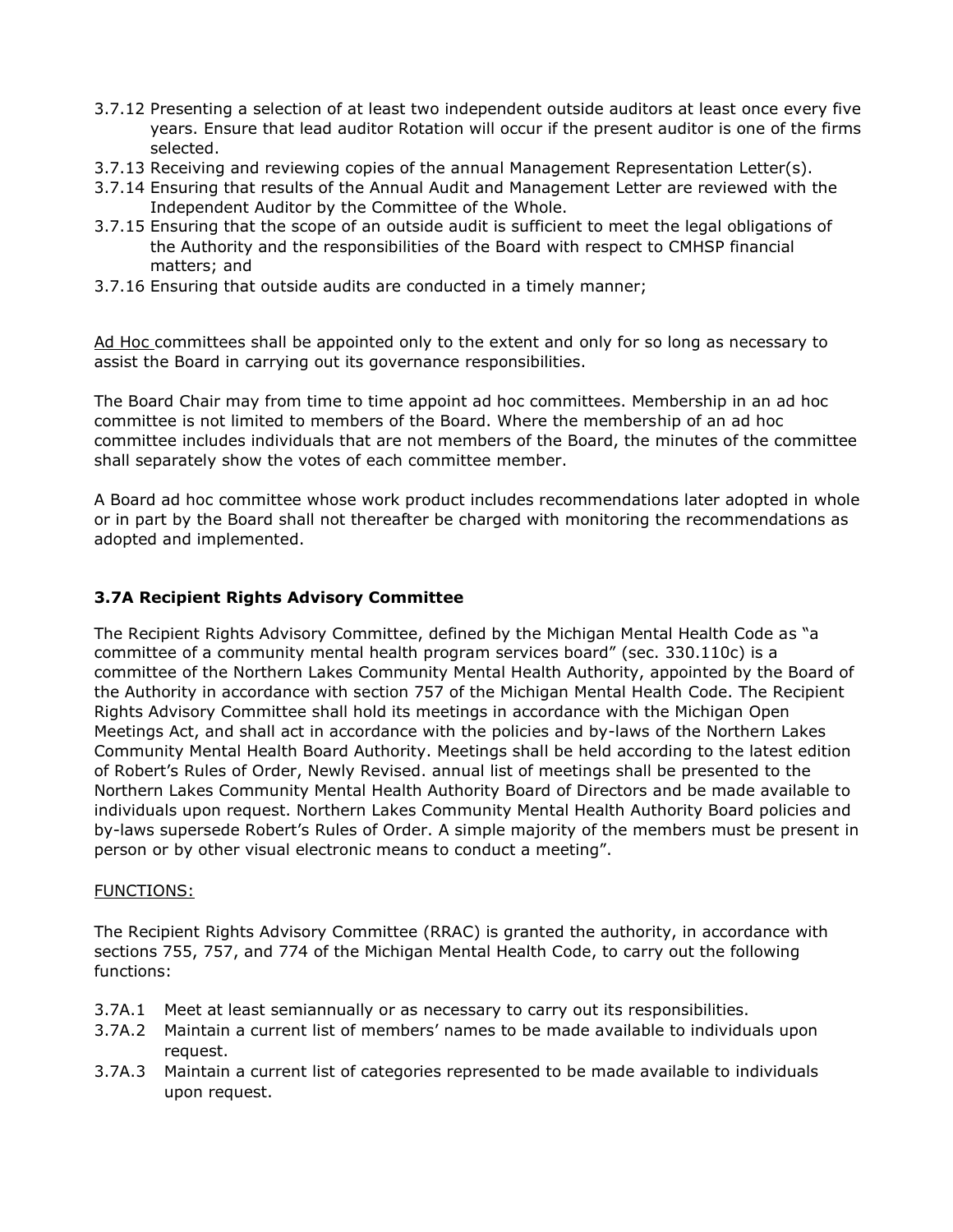3.7.12 Presenting a selection of at least two independent outside auditors at least once every five years. Ensure that lead auditor Rotation will occur if the present auditor is one of the firms selected.
3.7.13 Receiving and reviewing copies of the annual Management Representation Letter(s).
3.7.14 Ensuring that results of the Annual Audit and Management Letter are reviewed with the Independent Auditor by the Committee of the Whole.
3.7.15 Ensuring that the scope of an outside audit is sufficient to meet the legal obligations of the Authority and the responsibilities of the Board with respect to CMHSP financial matters; and
3.7.16 Ensuring that outside audits are conducted in a timely manner;

<u>Ad Hoc</u> committees shall be appointed only to the extent and only for so long as necessary to assist the Board in carrying out its governance responsibilities.

The Board Chair may from time to time appoint ad hoc committees. Membership in an ad hoc committee is not limited to members of the Board. Where the membership of an ad hoc committee includes individuals that are not members of the Board, the minutes of the committee shall separately show the votes of each committee member.

A Board ad hoc committee whose work product includes recommendations later adopted in whole or in part by the Board shall not thereafter be charged with monitoring the recommendations as adopted and implemented.

### 3.7A Recipient Rights Advisory Committee

The Recipient Rights Advisory Committee, defined by the Michigan Mental Health Code as "a committee of a community mental health program services board" (sec. 330.110c) is a committee of the Northern Lakes Community Mental Health Authority, appointed by the Board of the Authority in accordance with section 757 of the Michigan Mental Health Code. The Recipient Rights Advisory Committee shall hold its meetings in accordance with the Michigan Open Meetings Act, and shall act in accordance with the policies and by-laws of the Northern Lakes Community Mental Health Board Authority. Meetings shall be held according to the latest edition of Robert's Rules of Order, Newly Revised. annual list of meetings shall be presented to the Northern Lakes Community Mental Health Authority Board of Directors and be made available to individuals upon request. Northern Lakes Community Mental Health Authority Board policies and by-laws supersede Robert's Rules of Order. A simple majority of the members must be present in person or by other visual electronic means to conduct a meeting".

<u>FUNCTIONS:</u>

The Recipient Rights Advisory Committee (RRAC) is granted the authority, in accordance with sections 755, 757, and 774 of the Michigan Mental Health Code, to carry out the following functions:

3.7A.1 Meet at least semiannually or as necessary to carry out its responsibilities.
3.7A.2 Maintain a current list of members' names to be made available to individuals upon request.
3.7A.3 Maintain a current list of categories represented to be made available to individuals upon request.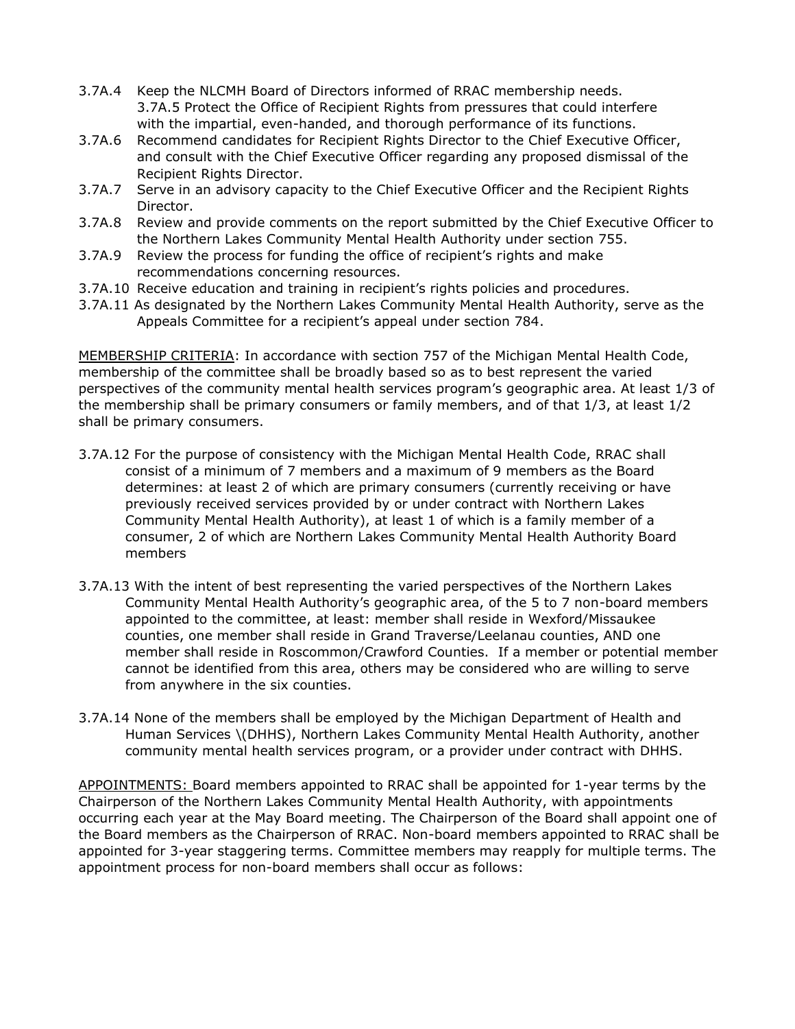3.7A.4 Keep the NLCMH Board of Directors informed of RRAC membership needs.
3.7A.5 Protect the Office of Recipient Rights from pressures that could interfere with the impartial, even-handed, and thorough performance of its functions.

3.7A.6 Recommend candidates for Recipient Rights Director to the Chief Executive Officer, and consult with the Chief Executive Officer regarding any proposed dismissal of the Recipient Rights Director.

3.7A.7 Serve in an advisory capacity to the Chief Executive Officer and the Recipient Rights Director.

3.7A.8 Review and provide comments on the report submitted by the Chief Executive Officer to the Northern Lakes Community Mental Health Authority under section 755.

3.7A.9 Review the process for funding the office of recipient's rights and make recommendations concerning resources.

3.7A.10 Receive education and training in recipient's rights policies and procedures.

3.7A.11 As designated by the Northern Lakes Community Mental Health Authority, serve as the Appeals Committee for a recipient's appeal under section 784.

MEMBERSHIP CRITERIA: In accordance with section 757 of the Michigan Mental Health Code, membership of the committee shall be broadly based so as to best represent the varied perspectives of the community mental health services program's geographic area. At least 1/3 of the membership shall be primary consumers or family members, and of that 1/3, at least 1/2 shall be primary consumers.

3.7A.12 For the purpose of consistency with the Michigan Mental Health Code, RRAC shall consist of a minimum of 7 members and a maximum of 9 members as the Board determines: at least 2 of which are primary consumers (currently receiving or have previously received services provided by or under contract with Northern Lakes Community Mental Health Authority), at least 1 of which is a family member of a consumer, 2 of which are Northern Lakes Community Mental Health Authority Board members

3.7A.13 With the intent of best representing the varied perspectives of the Northern Lakes Community Mental Health Authority's geographic area, of the 5 to 7 non-board members appointed to the committee, at least: member shall reside in Wexford/Missaukee counties, one member shall reside in Grand Traverse/Leelanau counties, AND one member shall reside in Roscommon/Crawford Counties. If a member or potential member cannot be identified from this area, others may be considered who are willing to serve from anywhere in the six counties.

3.7A.14 None of the members shall be employed by the Michigan Department of Health and Human Services (DHHS), Northern Lakes Community Mental Health Authority, another community mental health services program, or a provider under contract with DHHS.

APPOINTMENTS: Board members appointed to RRAC shall be appointed for 1-year terms by the Chairperson of the Northern Lakes Community Mental Health Authority, with appointments occurring each year at the May Board meeting. The Chairperson of the Board shall appoint one of the Board members as the Chairperson of RRAC. Non-board members appointed to RRAC shall be appointed for 3-year staggering terms. Committee members may reapply for multiple terms. The appointment process for non-board members shall occur as follows: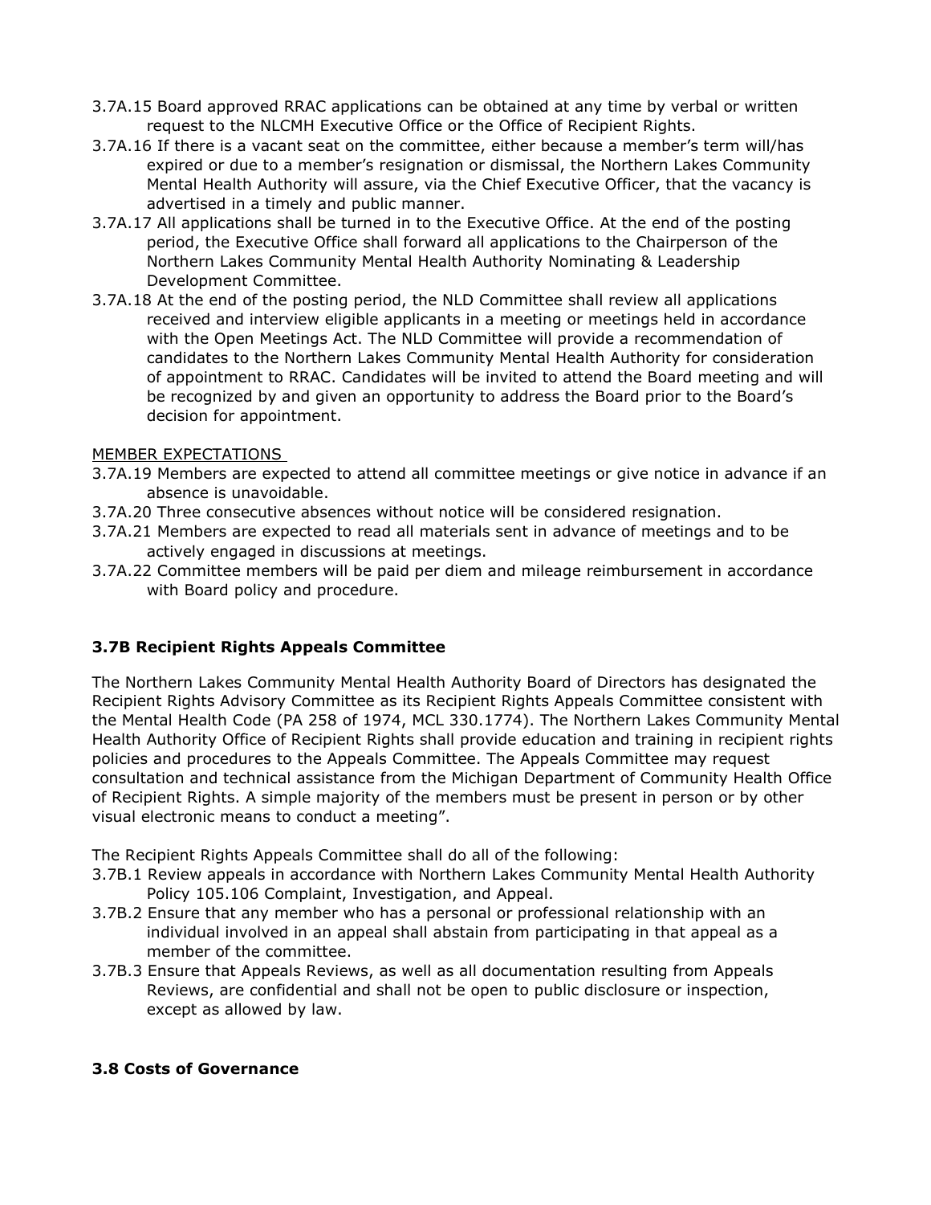3.7A.15 Board approved RRAC applications can be obtained at any time by verbal or written request to the NLCMH Executive Office or the Office of Recipient Rights.

3.7A.16 If there is a vacant seat on the committee, either because a member's term will/has expired or due to a member's resignation or dismissal, the Northern Lakes Community Mental Health Authority will assure, via the Chief Executive Officer, that the vacancy is advertised in a timely and public manner.

3.7A.17 All applications shall be turned in to the Executive Office. At the end of the posting period, the Executive Office shall forward all applications to the Chairperson of the Northern Lakes Community Mental Health Authority Nominating & Leadership Development Committee.

3.7A.18 At the end of the posting period, the NLD Committee shall review all applications received and interview eligible applicants in a meeting or meetings held in accordance with the Open Meetings Act. The NLD Committee will provide a recommendation of candidates to the Northern Lakes Community Mental Health Authority for consideration of appointment to RRAC. Candidates will be invited to attend the Board meeting and will be recognized by and given an opportunity to address the Board prior to the Board's decision for appointment.

MEMBER EXPECTATIONS

3.7A.19 Members are expected to attend all committee meetings or give notice in advance if an absence is unavoidable.

3.7A.20 Three consecutive absences without notice will be considered resignation.

3.7A.21 Members are expected to read all materials sent in advance of meetings and to be actively engaged in discussions at meetings.

3.7A.22 Committee members will be paid per diem and mileage reimbursement in accordance with Board policy and procedure.

### 3.7B Recipient Rights Appeals Committee

The Northern Lakes Community Mental Health Authority Board of Directors has designated the Recipient Rights Advisory Committee as its Recipient Rights Appeals Committee consistent with the Mental Health Code (PA 258 of 1974, MCL 330.1774). The Northern Lakes Community Mental Health Authority Office of Recipient Rights shall provide education and training in recipient rights policies and procedures to the Appeals Committee. The Appeals Committee may request consultation and technical assistance from the Michigan Department of Community Health Office of Recipient Rights. A simple majority of the members must be present in person or by other visual electronic means to conduct a meeting".

The Recipient Rights Appeals Committee shall do all of the following:

3.7B.1 Review appeals in accordance with Northern Lakes Community Mental Health Authority Policy 105.106 Complaint, Investigation, and Appeal.

3.7B.2 Ensure that any member who has a personal or professional relationship with an individual involved in an appeal shall abstain from participating in that appeal as a member of the committee.

3.7B.3 Ensure that Appeals Reviews, as well as all documentation resulting from Appeals Reviews, are confidential and shall not be open to public disclosure or inspection, except as allowed by law.

### 3.8 Costs of Governance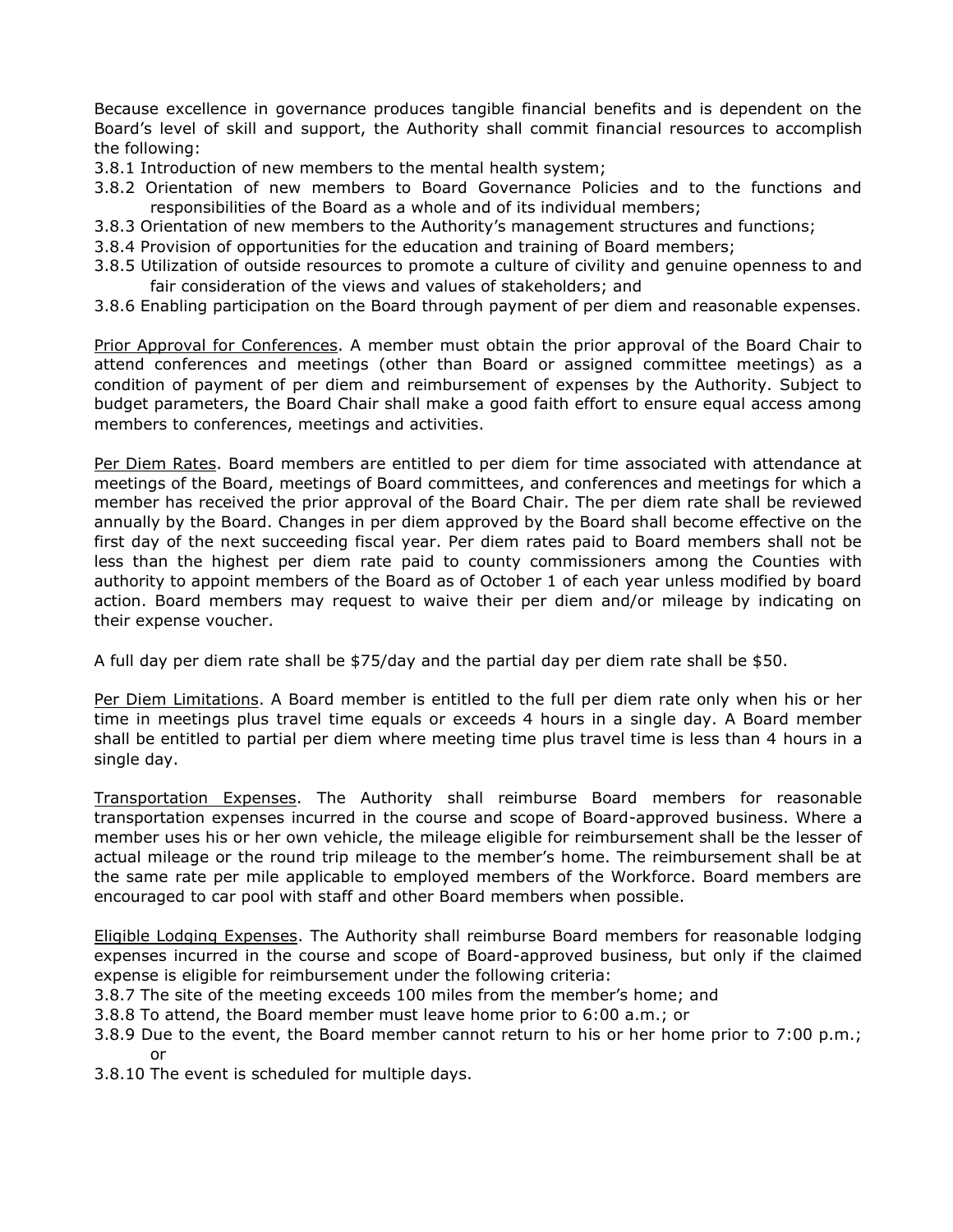Because excellence in governance produces tangible financial benefits and is dependent on the Board's level of skill and support, the Authority shall commit financial resources to accomplish the following:

3.8.1 Introduction of new members to the mental health system;

3.8.2 Orientation of new members to Board Governance Policies and to the functions and responsibilities of the Board as a whole and of its individual members;

3.8.3 Orientation of new members to the Authority's management structures and functions;

3.8.4 Provision of opportunities for the education and training of Board members;

3.8.5 Utilization of outside resources to promote a culture of civility and genuine openness to and fair consideration of the views and values of stakeholders; and

3.8.6 Enabling participation on the Board through payment of per diem and reasonable expenses.

<u>Prior Approval for Conferences</u>. A member must obtain the prior approval of the Board Chair to attend conferences and meetings (other than Board or assigned committee meetings) as a condition of payment of per diem and reimbursement of expenses by the Authority. Subject to budget parameters, the Board Chair shall make a good faith effort to ensure equal access among members to conferences, meetings and activities.

<u>Per Diem Rates</u>. Board members are entitled to per diem for time associated with attendance at meetings of the Board, meetings of Board committees, and conferences and meetings for which a member has received the prior approval of the Board Chair. The per diem rate shall be reviewed annually by the Board. Changes in per diem approved by the Board shall become effective on the first day of the next succeeding fiscal year. Per diem rates paid to Board members shall not be less than the highest per diem rate paid to county commissioners among the Counties with authority to appoint members of the Board as of October 1 of each year unless modified by board action. Board members may request to waive their per diem and/or mileage by indicating on their expense voucher.

A full day per diem rate shall be $75/day and the partial day per diem rate shall be $50.

<u>Per Diem Limitations</u>. A Board member is entitled to the full per diem rate only when his or her time in meetings plus travel time equals or exceeds 4 hours in a single day. A Board member shall be entitled to partial per diem where meeting time plus travel time is less than 4 hours in a single day.

<u>Transportation Expenses</u>. The Authority shall reimburse Board members for reasonable transportation expenses incurred in the course and scope of Board-approved business. Where a member uses his or her own vehicle, the mileage eligible for reimbursement shall be the lesser of actual mileage or the round trip mileage to the member's home. The reimbursement shall be at the same rate per mile applicable to employed members of the Workforce. Board members are encouraged to car pool with staff and other Board members when possible.

<u>Eligible Lodging Expenses</u>. The Authority shall reimburse Board members for reasonable lodging expenses incurred in the course and scope of Board-approved business, but only if the claimed expense is eligible for reimbursement under the following criteria:

3.8.7 The site of the meeting exceeds 100 miles from the member's home; and

3.8.8 To attend, the Board member must leave home prior to 6:00 a.m.; or

3.8.9 Due to the event, the Board member cannot return to his or her home prior to 7:00 p.m.; or

3.8.10 The event is scheduled for multiple days.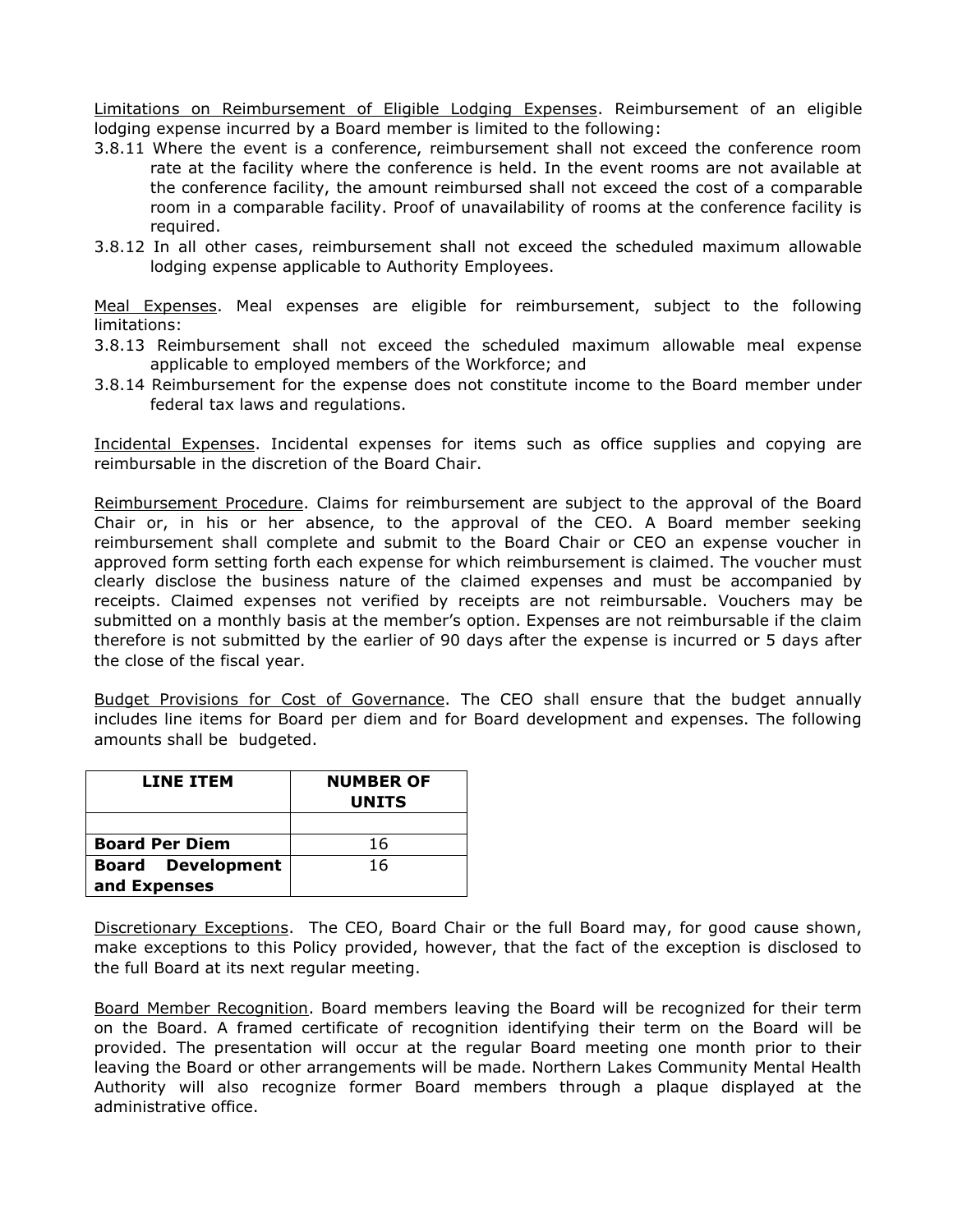Limitations on Reimbursement of Eligible Lodging Expenses. Reimbursement of an eligible lodging expense incurred by a Board member is limited to the following:

3.8.11 Where the event is a conference, reimbursement shall not exceed the conference room rate at the facility where the conference is held. In the event rooms are not available at the conference facility, the amount reimbursed shall not exceed the cost of a comparable room in a comparable facility. Proof of unavailability of rooms at the conference facility is required.

3.8.12 In all other cases, reimbursement shall not exceed the scheduled maximum allowable lodging expense applicable to Authority Employees.

Meal Expenses. Meal expenses are eligible for reimbursement, subject to the following limitations:

3.8.13 Reimbursement shall not exceed the scheduled maximum allowable meal expense applicable to employed members of the Workforce; and

3.8.14 Reimbursement for the expense does not constitute income to the Board member under federal tax laws and regulations.

Incidental Expenses. Incidental expenses for items such as office supplies and copying are reimbursable in the discretion of the Board Chair.

Reimbursement Procedure. Claims for reimbursement are subject to the approval of the Board Chair or, in his or her absence, to the approval of the CEO. A Board member seeking reimbursement shall complete and submit to the Board Chair or CEO an expense voucher in approved form setting forth each expense for which reimbursement is claimed. The voucher must clearly disclose the business nature of the claimed expenses and must be accompanied by receipts. Claimed expenses not verified by receipts are not reimbursable. Vouchers may be submitted on a monthly basis at the member's option. Expenses are not reimbursable if the claim therefore is not submitted by the earlier of 90 days after the expense is incurred or 5 days after the close of the fiscal year.

Budget Provisions for Cost of Governance. The CEO shall ensure that the budget annually includes line items for Board per diem and for Board development and expenses. The following amounts shall be budgeted.

| LINE ITEM | NUMBER OF UNITS |
|---|---|
| | |
| **Board Per Diem** | 16 |
| **Board Development and Expenses** | 16 |

Discretionary Exceptions. The CEO, Board Chair or the full Board may, for good cause shown, make exceptions to this Policy provided, however, that the fact of the exception is disclosed to the full Board at its next regular meeting.

Board Member Recognition. Board members leaving the Board will be recognized for their term on the Board. A framed certificate of recognition identifying their term on the Board will be provided. The presentation will occur at the regular Board meeting one month prior to their leaving the Board or other arrangements will be made. Northern Lakes Community Mental Health Authority will also recognize former Board members through a plaque displayed at the administrative office.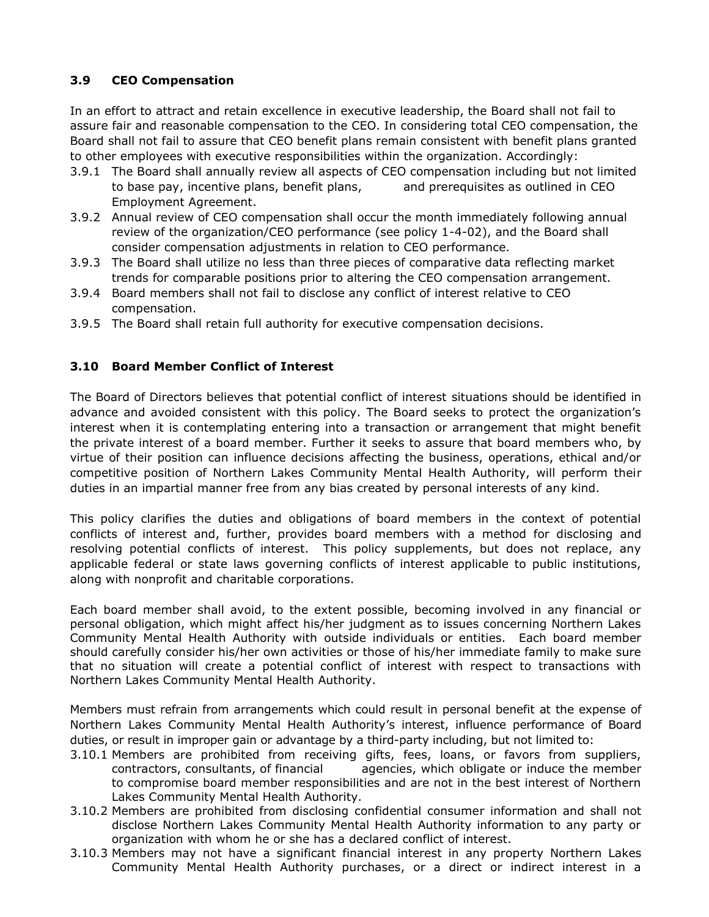### 3.9 CEO Compensation

In an effort to attract and retain excellence in executive leadership, the Board shall not fail to assure fair and reasonable compensation to the CEO. In considering total CEO compensation, the Board shall not fail to assure that CEO benefit plans remain consistent with benefit plans granted to other employees with executive responsibilities within the organization. Accordingly:

- 3.9.1 The Board shall annually review all aspects of CEO compensation including but not limited to base pay, incentive plans, benefit plans, and prerequisites as outlined in CEO Employment Agreement.
- 3.9.2 Annual review of CEO compensation shall occur the month immediately following annual review of the organization/CEO performance (see policy 1-4-02), and the Board shall consider compensation adjustments in relation to CEO performance.
- 3.9.3 The Board shall utilize no less than three pieces of comparative data reflecting market trends for comparable positions prior to altering the CEO compensation arrangement.
- 3.9.4 Board members shall not fail to disclose any conflict of interest relative to CEO compensation.
- 3.9.5 The Board shall retain full authority for executive compensation decisions.

### 3.10 Board Member Conflict of Interest

The Board of Directors believes that potential conflict of interest situations should be identified in advance and avoided consistent with this policy. The Board seeks to protect the organization's interest when it is contemplating entering into a transaction or arrangement that might benefit the private interest of a board member. Further it seeks to assure that board members who, by virtue of their position can influence decisions affecting the business, operations, ethical and/or competitive position of Northern Lakes Community Mental Health Authority, will perform their duties in an impartial manner free from any bias created by personal interests of any kind.

This policy clarifies the duties and obligations of board members in the context of potential conflicts of interest and, further, provides board members with a method for disclosing and resolving potential conflicts of interest. This policy supplements, but does not replace, any applicable federal or state laws governing conflicts of interest applicable to public institutions, along with nonprofit and charitable corporations.

Each board member shall avoid, to the extent possible, becoming involved in any financial or personal obligation, which might affect his/her judgment as to issues concerning Northern Lakes Community Mental Health Authority with outside individuals or entities. Each board member should carefully consider his/her own activities or those of his/her immediate family to make sure that no situation will create a potential conflict of interest with respect to transactions with Northern Lakes Community Mental Health Authority.

Members must refrain from arrangements which could result in personal benefit at the expense of Northern Lakes Community Mental Health Authority's interest, influence performance of Board duties, or result in improper gain or advantage by a third-party including, but not limited to:

- 3.10.1 Members are prohibited from receiving gifts, fees, loans, or favors from suppliers, contractors, consultants, of financial agencies, which obligate or induce the member to compromise board member responsibilities and are not in the best interest of Northern Lakes Community Mental Health Authority.
- 3.10.2 Members are prohibited from disclosing confidential consumer information and shall not disclose Northern Lakes Community Mental Health Authority information to any party or organization with whom he or she has a declared conflict of interest.
- 3.10.3 Members may not have a significant financial interest in any property Northern Lakes Community Mental Health Authority purchases, or a direct or indirect interest in a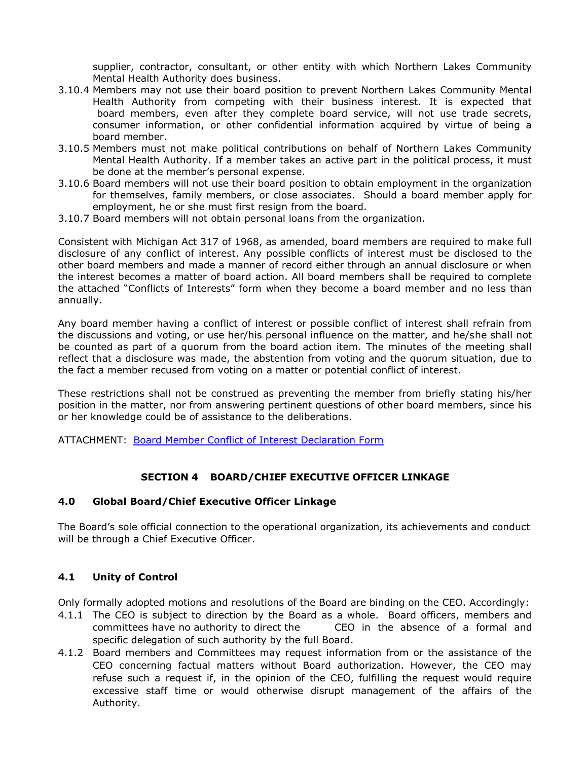supplier, contractor, consultant, or other entity with which Northern Lakes Community Mental Health Authority does business.

3.10.4 Members may not use their board position to prevent Northern Lakes Community Mental Health Authority from competing with their business interest. It is expected that board members, even after they complete board service, will not use trade secrets, consumer information, or other confidential information acquired by virtue of being a board member.

3.10.5 Members must not make political contributions on behalf of Northern Lakes Community Mental Health Authority. If a member takes an active part in the political process, it must be done at the member's personal expense.

3.10.6 Board members will not use their board position to obtain employment in the organization for themselves, family members, or close associates. Should a board member apply for employment, he or she must first resign from the board.

3.10.7 Board members will not obtain personal loans from the organization.

Consistent with Michigan Act 317 of 1968, as amended, board members are required to make full disclosure of any conflict of interest. Any possible conflicts of interest must be disclosed to the other board members and made a manner of record either through an annual disclosure or when the interest becomes a matter of board action. All board members shall be required to complete the attached "Conflicts of Interests" form when they become a board member and no less than annually.

Any board member having a conflict of interest or possible conflict of interest shall refrain from the discussions and voting, or use her/his personal influence on the matter, and he/she shall not be counted as part of a quorum from the board action item. The minutes of the meeting shall reflect that a disclosure was made, the abstention from voting and the quorum situation, due to the fact a member recused from voting on a matter or potential conflict of interest.

These restrictions shall not be construed as preventing the member from briefly stating his/her position in the matter, nor from answering pertinent questions of other board members, since his or her knowledge could be of assistance to the deliberations.

ATTACHMENT: Board Member Conflict of Interest Declaration Form

## SECTION 4 BOARD/CHIEF EXECUTIVE OFFICER LINKAGE

### 4.0 Global Board/Chief Executive Officer Linkage

The Board's sole official connection to the operational organization, its achievements and conduct will be through a Chief Executive Officer.

### 4.1 Unity of Control

Only formally adopted motions and resolutions of the Board are binding on the CEO. Accordingly:

4.1.1 The CEO is subject to direction by the Board as a whole. Board officers, members and committees have no authority to direct the CEO in the absence of a formal and specific delegation of such authority by the full Board.

4.1.2 Board members and Committees may request information from or the assistance of the CEO concerning factual matters without Board authorization. However, the CEO may refuse such a request if, in the opinion of the CEO, fulfilling the request would require excessive staff time or would otherwise disrupt management of the affairs of the Authority.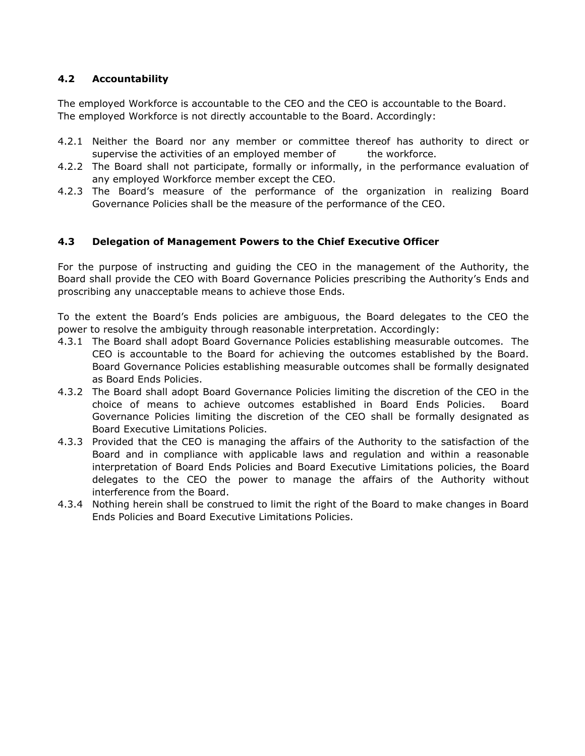## 4.2 Accountability

The employed Workforce is accountable to the CEO and the CEO is accountable to the Board. The employed Workforce is not directly accountable to the Board. Accordingly:

4.2.1 Neither the Board nor any member or committee thereof has authority to direct or supervise the activities of an employed member of the workforce.

4.2.2 The Board shall not participate, formally or informally, in the performance evaluation of any employed Workforce member except the CEO.

4.2.3 The Board's measure of the performance of the organization in realizing Board Governance Policies shall be the measure of the performance of the CEO.

## 4.3 Delegation of Management Powers to the Chief Executive Officer

For the purpose of instructing and guiding the CEO in the management of the Authority, the Board shall provide the CEO with Board Governance Policies prescribing the Authority's Ends and proscribing any unacceptable means to achieve those Ends.

To the extent the Board's Ends policies are ambiguous, the Board delegates to the CEO the power to resolve the ambiguity through reasonable interpretation. Accordingly:

4.3.1 The Board shall adopt Board Governance Policies establishing measurable outcomes. The CEO is accountable to the Board for achieving the outcomes established by the Board. Board Governance Policies establishing measurable outcomes shall be formally designated as Board Ends Policies.

4.3.2 The Board shall adopt Board Governance Policies limiting the discretion of the CEO in the choice of means to achieve outcomes established in Board Ends Policies. Board Governance Policies limiting the discretion of the CEO shall be formally designated as Board Executive Limitations Policies.

4.3.3 Provided that the CEO is managing the affairs of the Authority to the satisfaction of the Board and in compliance with applicable laws and regulation and within a reasonable interpretation of Board Ends Policies and Board Executive Limitations policies, the Board delegates to the CEO the power to manage the affairs of the Authority without interference from the Board.

4.3.4 Nothing herein shall be construed to limit the right of the Board to make changes in Board Ends Policies and Board Executive Limitations Policies.